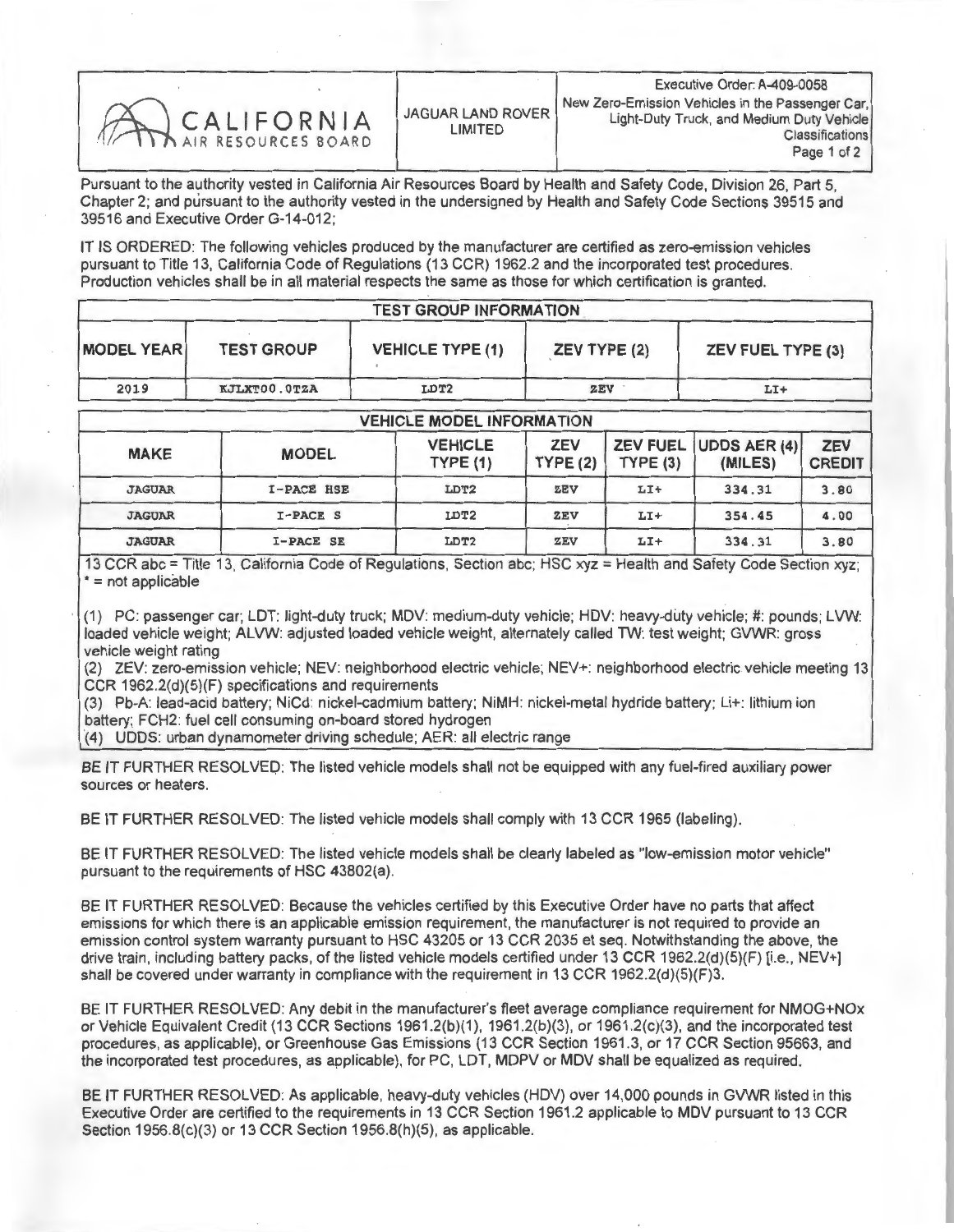| CALIFORNIA AIR RESOURCES BOARD | JAGUAR LAND ROVER LIMITED | Executive Order: A-409-0058<br>New Zero-Emission Vehicles in the Passenger Car, Light-Duty Truck, and Medium Duty Vehicle Classifications |
|---|---|---|

Pursuant to the authority vested in California Air Resources Board by Health and Safety Code, Division 26, Part 5, Chapter 2; and pursuant to the authority vested in the undersigned by Health and Safety Code Sections 39515 and 39516 and Executive Order G-14-012;

IT IS ORDERED: The following vehicles produced by the manufacturer are certified as zero-emission vehicles pursuant to Title 13, California Code of Regulations (13 CCR) 1962.2 and the incorporated test procedures. Production vehicles shall be in all material respects the same as those for which certification is granted.

| TEST GROUP INFORMATION | | | | |
|---|---|---|---|---|
| MODEL YEAR | TEST GROUP | VEHICLE TYPE (1) | ZEV TYPE (2) | ZEV FUEL TYPE (3) |
| 2019 | KJLXT00.0TZA | LDT2 | ZEV | LI+ |

| VEHICLE MODEL INFORMATION | | | | | | |
|---|---|---|---|---|---|---|
| MAKE | MODEL | VEHICLE TYPE (1) | ZEV TYPE (2) | ZEV FUEL TYPE (3) | UDDS AER (4) (MILES) | ZEV CREDIT |
| JAGUAR | I-PACE HSE | LDT2 | ZEV | LI+ | 334.31 | 3.80 |
| JAGUAR | I-PACE S | LDT2 | ZEV | LI+ | 354.45 | 4.00 |
| JAGUAR | I-PACE SE | LDT2 | ZEV | LI+ | 334.31 | 3.80 |

13 CCR abc = Title 13, California Code of Regulations, Section abc; HSC xyz = Health and Safety Code Section xyz; * = not applicable

(1) PC: passenger car; LDT: light-duty truck; MDV: medium-duty vehicle; HDV: heavy-duty vehicle; #: pounds; LVW: loaded vehicle weight; ALVW: adjusted loaded vehicle weight, alternately called TW: test weight; GVWR: gross vehicle weight rating
(2) ZEV: zero-emission vehicle; NEV: neighborhood electric vehicle; NEV+: neighborhood electric vehicle meeting 13 CCR 1962.2(d)(5)(F) specifications and requirements
(3) Pb-A: lead-acid battery; NiCd: nickel-cadmium battery; NiMH: nickel-metal hydride battery; Li+: lithium ion battery; FCH2: fuel cell consuming on-board stored hydrogen
(4) UDDS: urban dynamometer driving schedule; AER: all electric range

BE IT FURTHER RESOLVED: The listed vehicle models shall not be equipped with any fuel-fired auxiliary power sources or heaters.

BE IT FURTHER RESOLVED: The listed vehicle models shall comply with 13 CCR 1965 (labeling).

BE IT FURTHER RESOLVED: The listed vehicle models shall be clearly labeled as "low-emission motor vehicle" pursuant to the requirements of HSC 43802(a).

BE IT FURTHER RESOLVED: Because the vehicles certified by this Executive Order have no parts that affect emissions for which there is an applicable emission requirement, the manufacturer is not required to provide an emission control system warranty pursuant to HSC 43205 or 13 CCR 2035 et seq. Notwithstanding the above, the drive train, including battery packs, of the listed vehicle models certified under 13 CCR 1962.2(d)(5)(F) [i.e., NEV+] shall be covered under warranty in compliance with the requirement in 13 CCR 1962.2(d)(5)(F)3.

BE IT FURTHER RESOLVED: Any debit in the manufacturer's fleet average compliance requirement for NMOG+NOx or Vehicle Equivalent Credit (13 CCR Sections 1961.2(b)(1), 1961.2(b)(3), or 1961.2(c)(3), and the incorporated test procedures, as applicable), or Greenhouse Gas Emissions (13 CCR Section 1961.3, or 17 CCR Section 95663, and the incorporated test procedures, as applicable), for PC, LDT, MDPV or MDV shall be equalized as required.

BE IT FURTHER RESOLVED: As applicable, heavy-duty vehicles (HDV) over 14,000 pounds in GVWR listed in this Executive Order are certified to the requirements in 13 CCR Section 1961.2 applicable to MDV pursuant to 13 CCR Section 1956.8(c)(3) or 13 CCR Section 1956.8(h)(5), as applicable.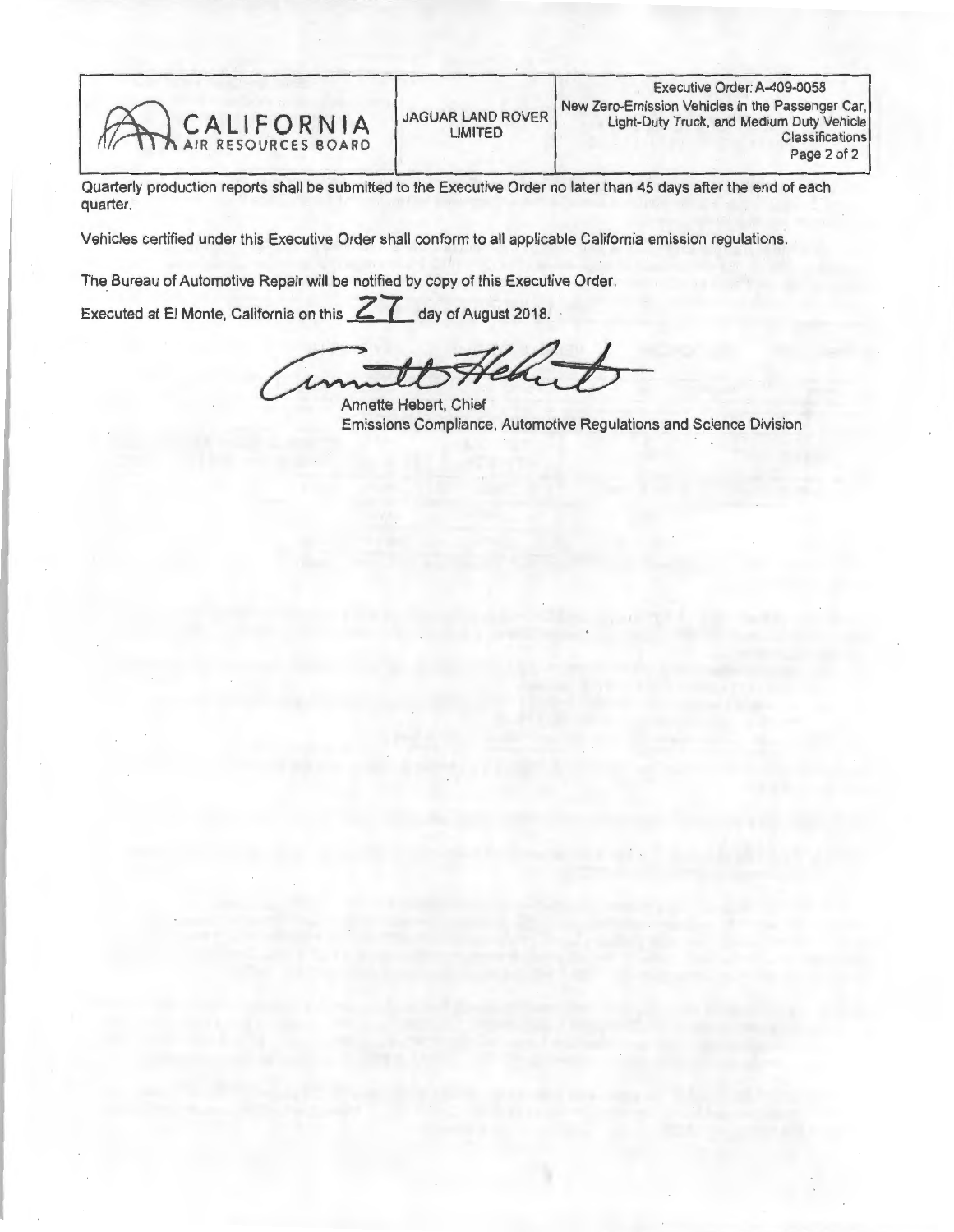Quarterly production reports shall be submitted to the Executive Order no later than 45 days after the end of each quarter.

Vehicles certified under this Executive Order shall conform to all applicable California emission regulations.

The Bureau of Automotive Repair will be notified by copy of this Executive Order.

Executed at El Monte, California on this 27 day of August 2018.

Annette Hebert, Chief
Emissions Compliance, Automotive Regulations and Science Division